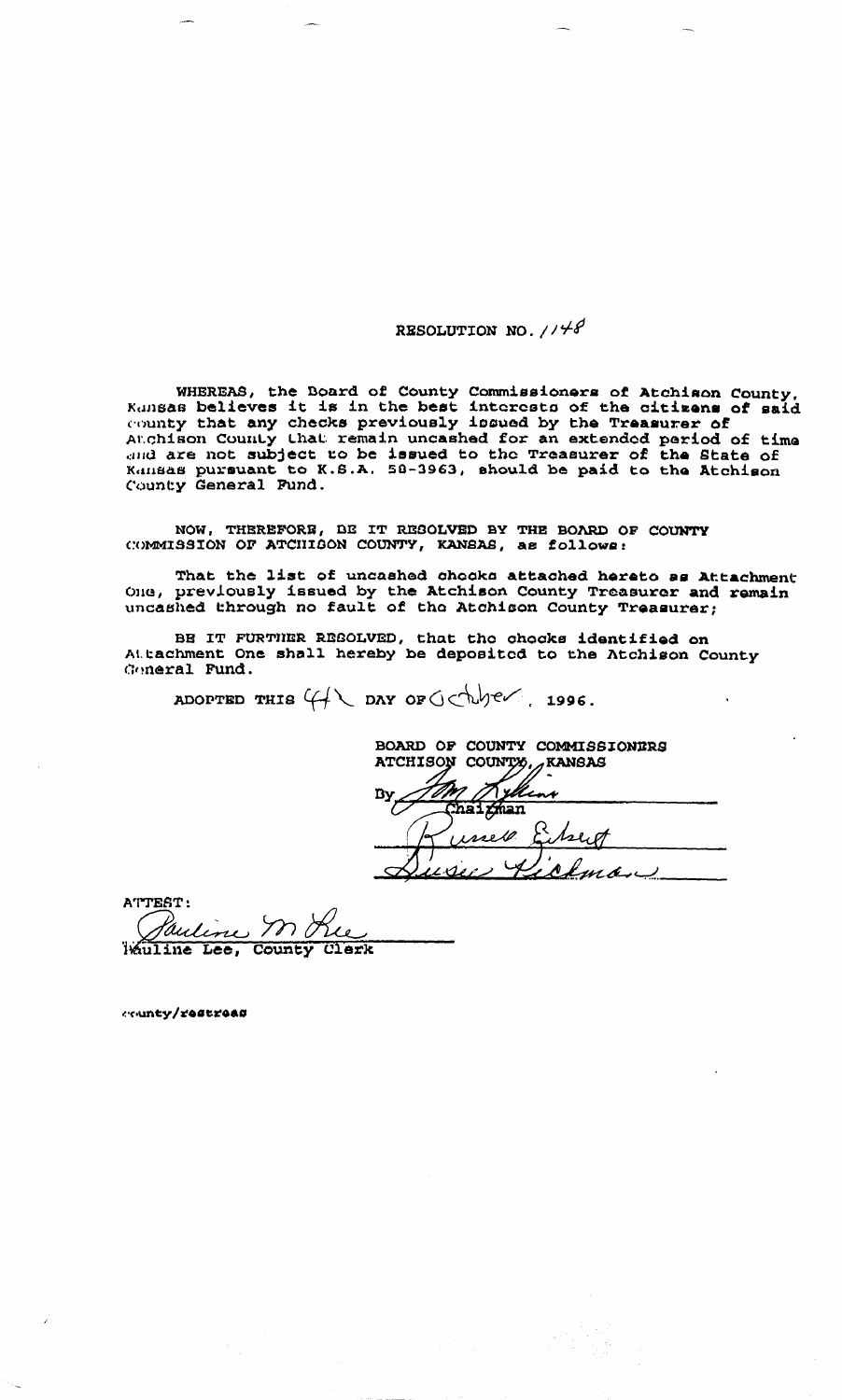# RESOLUTION NO. 1148

WHEREAS, the Board of County Commissioners of Atchison County, Kansas believes it is in the best interests of the citizens of said county that any checks previously issued by the Treasurer of Atchison County that remain uncashed for an extended period of time and are not subject to be issued to the Treasurer of the State of Kansas pursuant to K.S.A. 58-3963, should be paid to the Atchison County General Fund.

NOW, THEREFORE, BE IT RESOLVED BY THE BOARD OF COUNTY COMMISSION OF ATCHISON COUNTY, KANSAS, as follows:

That the list of uncashed checks attached hereto as Attachment One, previously issued by the Atchison County Treasurer and remain uncashed through no fault of the Atchison County Treasurer;

BE IT FURTHER RESOLVED, that the checks identified on Attachment One shall hereby be deposited to the Atchison County General Fund.

ADOPTED THIS 4th DAY OF October, 1996.

BOARD OF COUNTY COMMISSIONERS
ATCHISON COUNTY, KANSAS

By Tom Ryhms
Chairman

Russell Ebert

Susie Pickman

ATTEST:

Pauline M Lee
Pauline Lee, County Clerk

county/restreas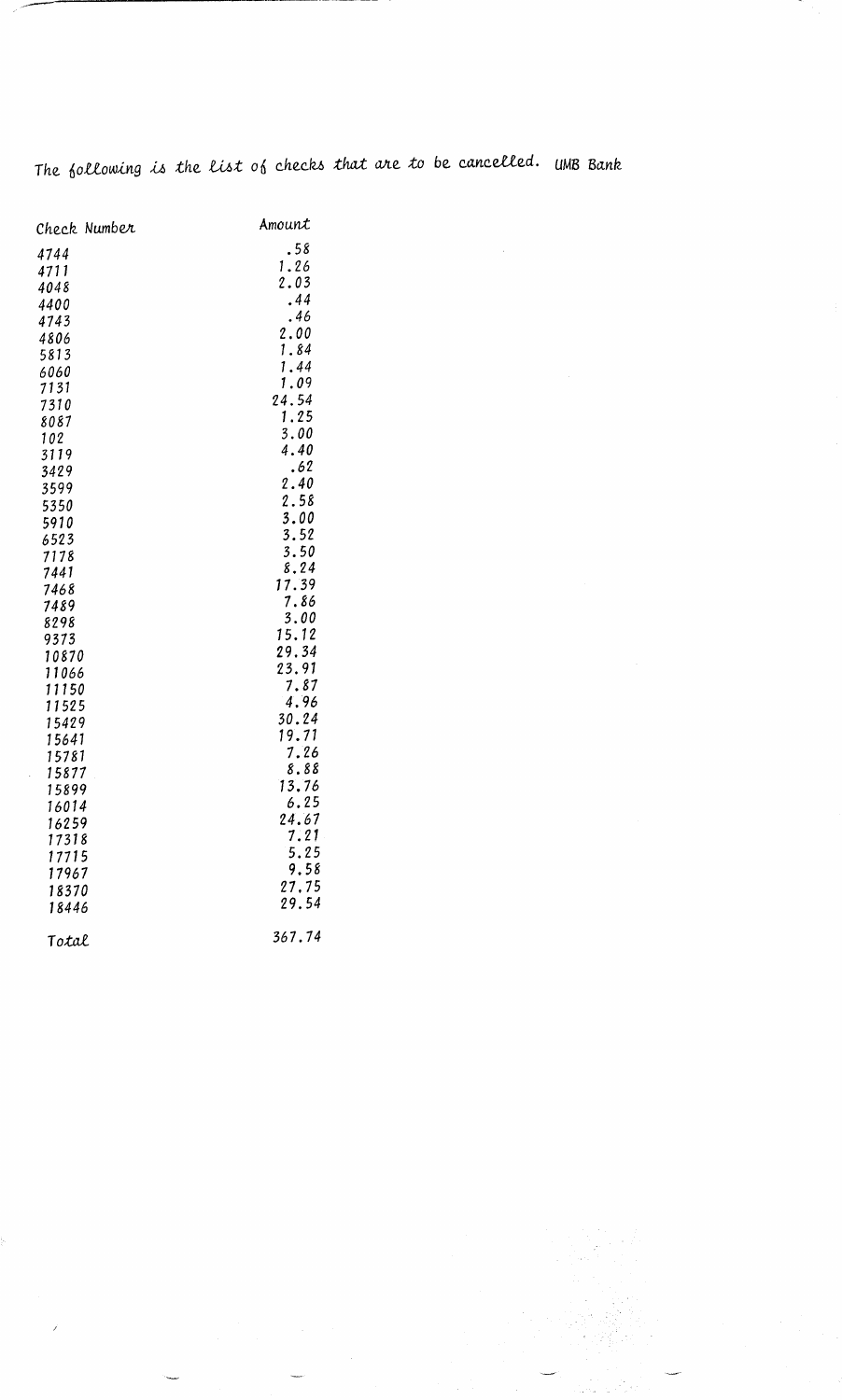The following is the list of checks that are to be cancelled. UMB Bank

| Check Number | Amount |
|---|---|
| 4744 | .58 |
| 4711 | 1.26 |
| 4048 | 2.03 |
| 4400 | .44 |
| 4743 | .46 |
| 4806 | 2.00 |
| 5813 | 1.84 |
| 6060 | 1.44 |
| 7131 | 1.09 |
| 7310 | 24.54 |
| 8087 | 1.25 |
| 102 | 3.00 |
| 3119 | 4.40 |
| 3429 | .62 |
| 3599 | 2.40 |
| 5350 | 2.58 |
| 5910 | 3.00 |
| 6523 | 3.52 |
| 7178 | 3.50 |
| 7441 | 8.24 |
| 7468 | 17.39 |
| 7489 | 7.86 |
| 8298 | 3.00 |
| 9373 | 15.12 |
| 10870 | 29.34 |
| 11066 | 23.91 |
| 11150 | 7.87 |
| 11525 | 4.96 |
| 15429 | 30.24 |
| 15641 | 19.71 |
| 15781 | 7.26 |
| 15877 | 8.88 |
| 15899 | 13.76 |
| 16014 | 6.25 |
| 16259 | 24.67 |
| 17318 | 7.21 |
| 17715 | 5.25 |
| 17967 | 9.58 |
| 18370 | 27.75 |
| 18446 | 29.54 |
| Total | 367.74 |